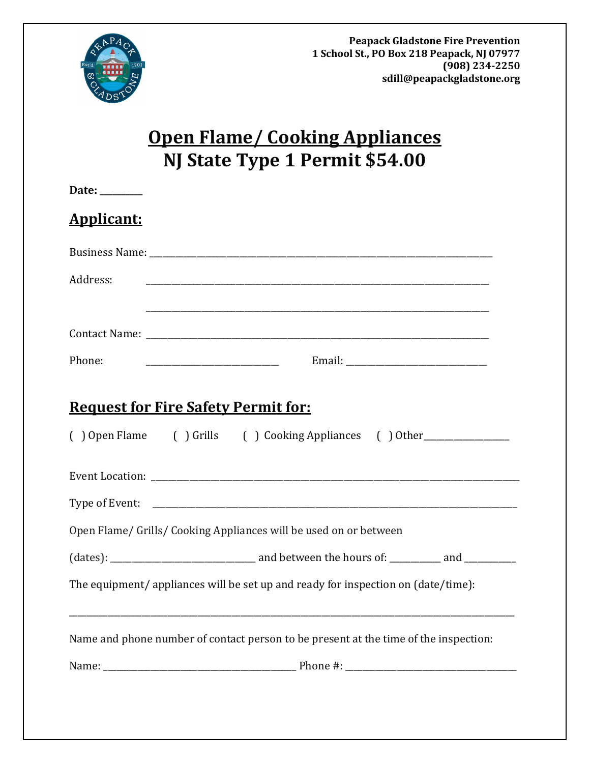**Peapack Gladstone Fire Prevention**
**1 School St., PO Box 218 Peapack, NJ 07977**
**(908) 234-2250**
**sdill@peapackgladstone.org**

# Open Flame/ Cooking Appliances
# NJ State Type 1 Permit $54.00

**Date:** _________

## Applicant:

Business Name: ___________________________________________________________________________

Address: ___________________________________________________________________________

___________________________________________________________________________

Contact Name: ___________________________________________________________________________

Phone: ____________________________ Email: ______________________________

## Request for Fire Safety Permit for:

( ) Open Flame ( ) Grills ( ) Cooking Appliances ( ) Other___________________

Event Location: ___________________________________________________________________________

Type of Event: ___________________________________________________________________________

Open Flame/ Grills/ Cooking Appliances will be used on or between

(dates): ______________________________ and between the hours of: ___________ and ___________

The equipment/ appliances will be set up and ready for inspection on (date/time):

___________________________________________________________________________________________

Name and phone number of contact person to be present at the time of the inspection:

Name: ________________________________________ Phone #: _____________________________________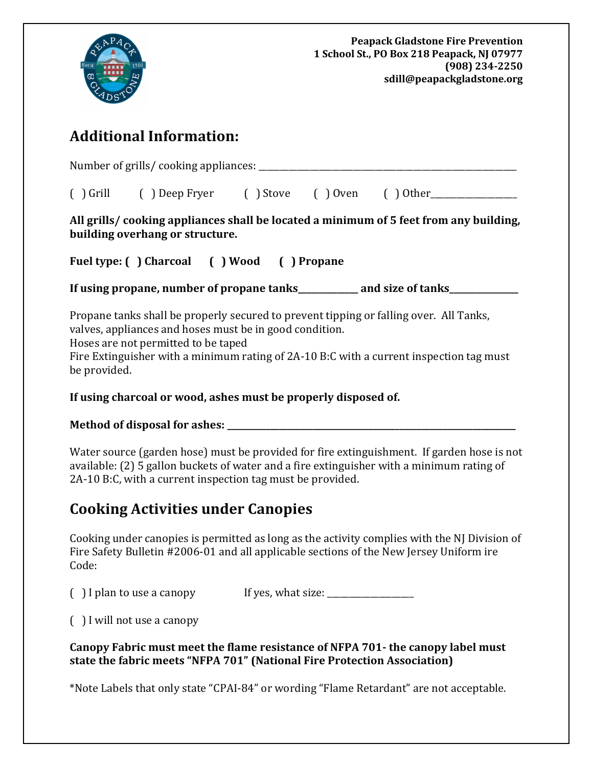**Peapack Gladstone Fire Prevention**
**1 School St., PO Box 218 Peapack, NJ 07977**
**(908) 234-2250**
**sdill@peapackgladstone.org**

## Additional Information:

Number of grills/ cooking appliances: ______________________________

( ) Grill ( ) Deep Fryer ( ) Stove ( ) Oven ( ) Other__________

**All grills/ cooking appliances shall be located a minimum of 5 feet from any building, building overhang or structure.**

**Fuel type: ( ) Charcoal ( ) Wood ( ) Propane**

**If using propane, number of propane tanks________ and size of tanks________**

Propane tanks shall be properly secured to prevent tipping or falling over. All Tanks, valves, appliances and hoses must be in good condition.
Hoses are not permitted to be taped
Fire Extinguisher with a minimum rating of 2A-10 B:C with a current inspection tag must be provided.

**If using charcoal or wood, ashes must be properly disposed of.**

**Method of disposal for ashes: ______________________________**

Water source (garden hose) must be provided for fire extinguishment. If garden hose is not available: (2) 5 gallon buckets of water and a fire extinguisher with a minimum rating of 2A-10 B:C, with a current inspection tag must be provided.

## Cooking Activities under Canopies

Cooking under canopies is permitted as long as the activity complies with the NJ Division of Fire Safety Bulletin #2006-01 and all applicable sections of the New Jersey Uniform ire Code:

( ) I plan to use a canopy If yes, what size: __________

( ) I will not use a canopy

**Canopy Fabric must meet the flame resistance of NFPA 701- the canopy label must state the fabric meets "NFPA 701" (National Fire Protection Association)**

*Note Labels that only state "CPAI-84" or wording "Flame Retardant" are not acceptable.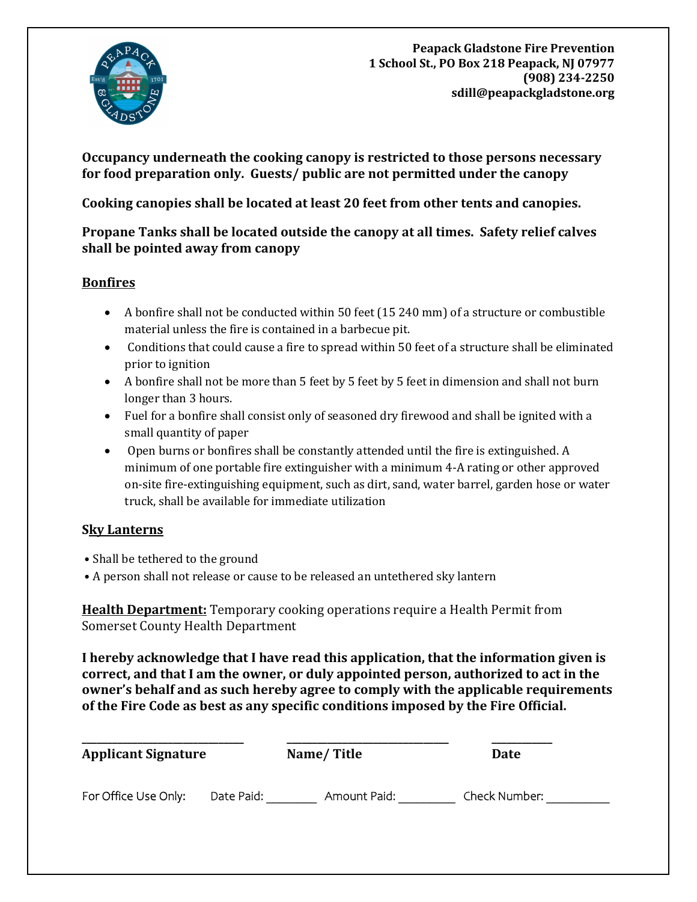**Peapack Gladstone Fire Prevention**
**1 School St., PO Box 218 Peapack, NJ 07977**
**(908) 234-2250**
**sdill@peapackgladstone.org**

**Occupancy underneath the cooking canopy is restricted to those persons necessary for food preparation only. Guests/ public are not permitted under the canopy**

**Cooking canopies shall be located at least 20 feet from other tents and canopies.**

**Propane Tanks shall be located outside the canopy at all times. Safety relief calves shall be pointed away from canopy**

## Bonfires

- A bonfire shall not be conducted within 50 feet (15 240 mm) of a structure or combustible material unless the fire is contained in a barbecue pit.
- Conditions that could cause a fire to spread within 50 feet of a structure shall be eliminated prior to ignition
- A bonfire shall not be more than 5 feet by 5 feet by 5 feet in dimension and shall not burn longer than 3 hours.
- Fuel for a bonfire shall consist only of seasoned dry firewood and shall be ignited with a small quantity of paper
- Open burns or bonfires shall be constantly attended until the fire is extinguished. A minimum of one portable fire extinguisher with a minimum 4-A rating or other approved on-site fire-extinguishing equipment, such as dirt, sand, water barrel, garden hose or water truck, shall be available for immediate utilization

## Sky Lanterns

- Shall be tethered to the ground
- A person shall not release or cause to be released an untethered sky lantern

**Health Department:** Temporary cooking operations require a Health Permit from Somerset County Health Department

**I hereby acknowledge that I have read this application, that the information given is correct, and that I am the owner, or duly appointed person, authorized to act in the owner's behalf and as such hereby agree to comply with the applicable requirements of the Fire Code as best as any specific conditions imposed by the Fire Official.**

| | | |
|---|---|---|
| ______________________________ | ______________________________ | ___________ |
| **Applicant Signature** | **Name/ Title** | **Date** |

For Office Use Only: Date Paid: ________ Amount Paid: _________ Check Number: ___________